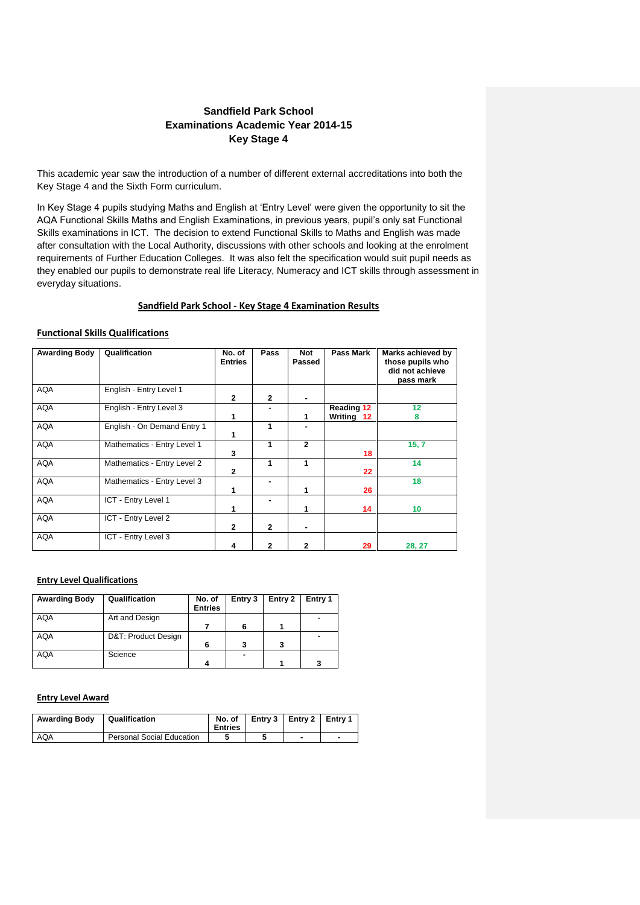# Sandfield Park School
## Examinations Academic Year 2014-15
## Key Stage 4

This academic year saw the introduction of a number of different external accreditations into both the Key Stage 4 and the Sixth Form curriculum.

In Key Stage 4 pupils studying Maths and English at 'Entry Level' were given the opportunity to sit the AQA Functional Skills Maths and English Examinations, in previous years, pupil's only sat Functional Skills examinations in ICT. The decision to extend Functional Skills to Maths and English was made after consultation with the Local Authority, discussions with other schools and looking at the enrolment requirements of Further Education Colleges. It was also felt the specification would suit pupil needs as they enabled our pupils to demonstrate real life Literacy, Numeracy and ICT skills through assessment in everyday situations.

### Sandfield Park School - Key Stage 4 Examination Results

#### Functional Skills Qualifications

| Awarding Body | Qualification | No. of Entries | Pass | Not Passed | Pass Mark | Marks achieved by those pupils who did not achieve pass mark |
|---|---|---|---|---|---|---|
| AQA | English - Entry Level 1 | 2 | 2 | - | | |
| AQA | English - Entry Level 3 | 1 | - | 1 | Reading 12 Writing 12 | 12 8 |
| AQA | English - On Demand Entry 1 | 1 | 1 | - | | |
| AQA | Mathematics - Entry Level 1 | 3 | 1 | 2 | 18 | 15, 7 |
| AQA | Mathematics - Entry Level 2 | 2 | 1 | 1 | 22 | 14 |
| AQA | Mathematics - Entry Level 3 | 1 | - | 1 | 26 | 18 |
| AQA | ICT - Entry Level 1 | 1 | - | 1 | 14 | 10 |
| AQA | ICT - Entry Level 2 | 2 | 2 | - | | |
| AQA | ICT - Entry Level 3 | 4 | 2 | 2 | 29 | 28, 27 |

#### Entry Level Qualifications

| Awarding Body | Qualification | No. of Entries | Entry 3 | Entry 2 | Entry 1 |
|---|---|---|---|---|---|
| AQA | Art and Design | 7 | 6 | 1 | - |
| AQA | D&T: Product Design | 6 | 3 | 3 | - |
| AQA | Science | 4 | - | 1 | 3 |

#### Entry Level Award

| Awarding Body | Qualification | No. of Entries | Entry 3 | Entry 2 | Entry 1 |
|---|---|---|---|---|---|
| AQA | Personal Social Education | 5 | 5 | - | - |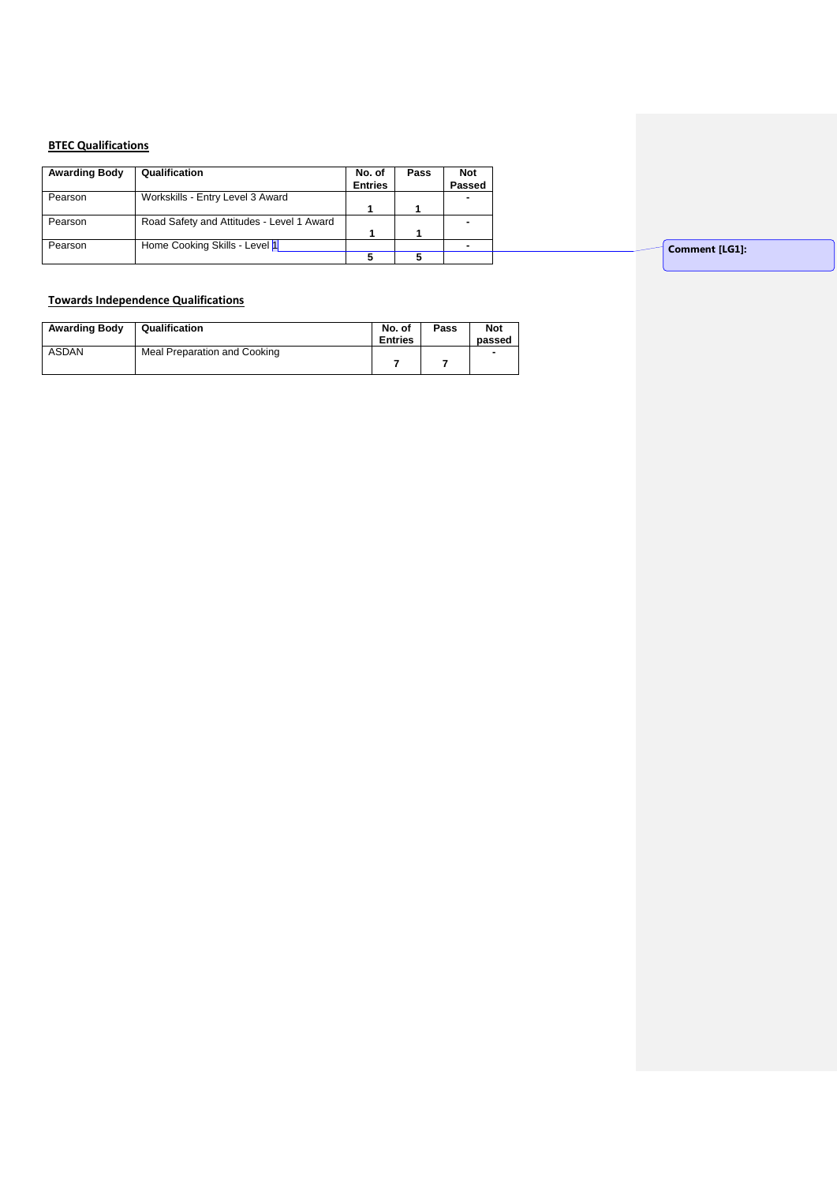**BTEC Qualifications**

| Awarding Body | Qualification | No. of Entries | Pass | Not Passed |
|---|---|---|---|---|
| Pearson | Workskills - Entry Level 3 Award | 1 | 1 | - |
| Pearson | Road Safety and Attitudes - Level 1 Award | 1 | 1 | - |
| Pearson | Home Cooking Skills - Level 1 | 5 | 5 | - |

Comment [LG1]:

**Towards Independence Qualifications**

| Awarding Body | Qualification | No. of Entries | Pass | Not passed |
|---|---|---|---|---|
| ASDAN | Meal Preparation and Cooking | 7 | 7 | - |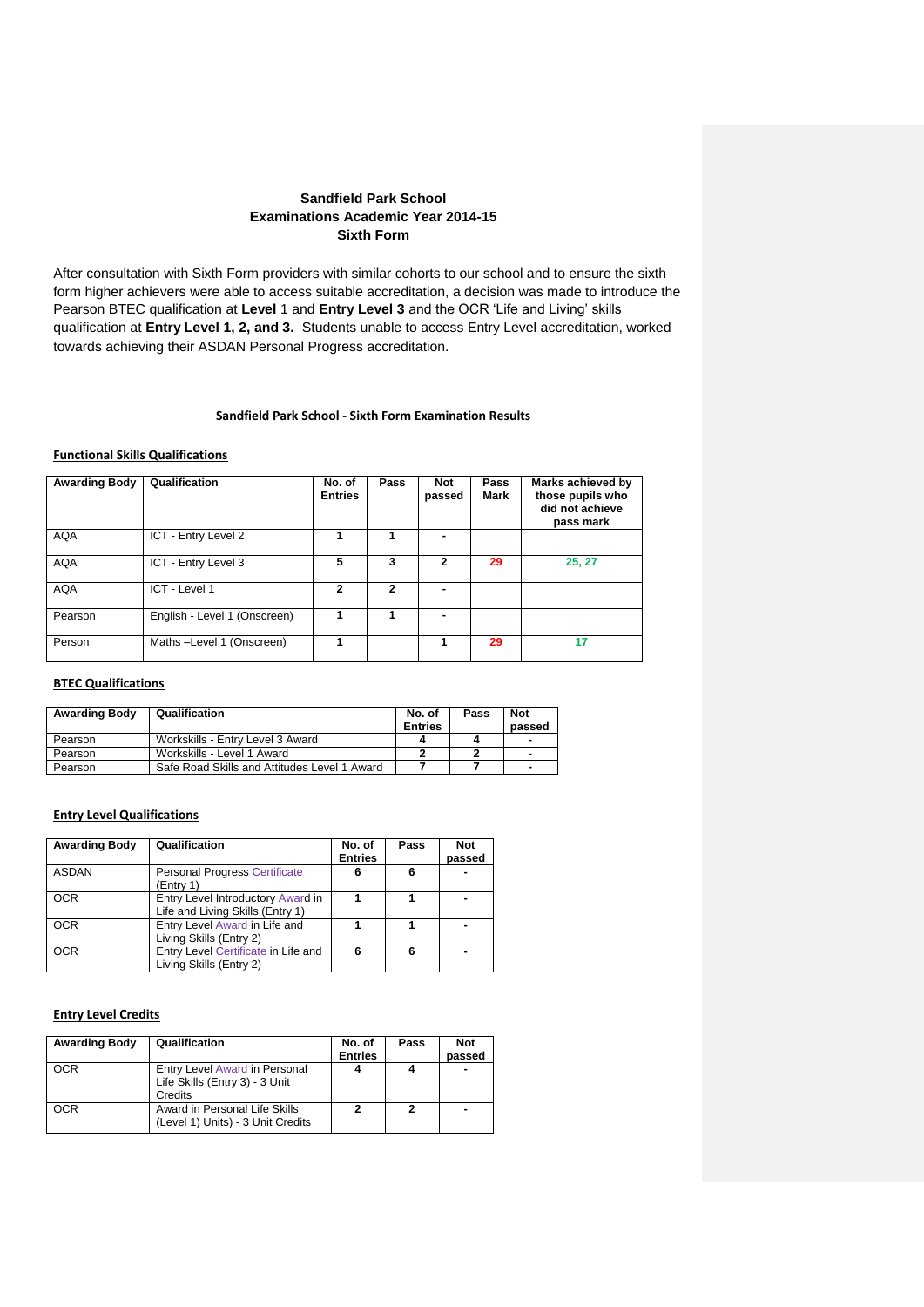# Sandfield Park School
## Examinations Academic Year 2014-15
## Sixth Form

After consultation with Sixth Form providers with similar cohorts to our school and to ensure the sixth form higher achievers were able to access suitable accreditation, a decision was made to introduce the Pearson BTEC qualification at **Level** 1 and **Entry Level 3** and the OCR 'Life and Living' skills qualification at **Entry Level 1, 2, and 3.** Students unable to access Entry Level accreditation, worked towards achieving their ASDAN Personal Progress accreditation.

## Sandfield Park School - Sixth Form Examination Results

### Functional Skills Qualifications

| Awarding Body | Qualification | No. of Entries | Pass | Not passed | Pass Mark | Marks achieved by those pupils who did not achieve pass mark |
|---|---|---|---|---|---|---|
| AQA | ICT - Entry Level 2 | 1 | 1 | - | | |
| AQA | ICT - Entry Level 3 | 5 | 3 | 2 | 29 | 25, 27 |
| AQA | ICT - Level 1 | 2 | 2 | - | | |
| Pearson | English - Level 1 (Onscreen) | 1 | 1 | - | | |
| Person | Maths –Level 1 (Onscreen) | 1 | | 1 | 29 | 17 |

### BTEC Qualifications

| Awarding Body | Qualification | No. of Entries | Pass | Not passed |
|---|---|---|---|---|
| Pearson | Workskills - Entry Level 3 Award | 4 | 4 | - |
| Pearson | Workskills - Level 1 Award | 2 | 2 | - |
| Pearson | Safe Road Skills and Attitudes Level 1 Award | 7 | 7 | - |

### Entry Level Qualifications

| Awarding Body | Qualification | No. of Entries | Pass | Not passed |
|---|---|---|---|---|
| ASDAN | Personal Progress Certificate (Entry 1) | 6 | 6 | - |
| OCR | Entry Level Introductory Award in Life and Living Skills (Entry 1) | 1 | 1 | - |
| OCR | Entry Level Award in Life and Living Skills (Entry 2) | 1 | 1 | - |
| OCR | Entry Level Certificate in Life and Living Skills (Entry 2) | 6 | 6 | - |

### Entry Level Credits

| Awarding Body | Qualification | No. of Entries | Pass | Not passed |
|---|---|---|---|---|
| OCR | Entry Level Award in Personal Life Skills (Entry 3) - 3 Unit Credits | 4 | 4 | - |
| OCR | Award in Personal Life Skills (Level 1) Units) - 3 Unit Credits | 2 | 2 | - |